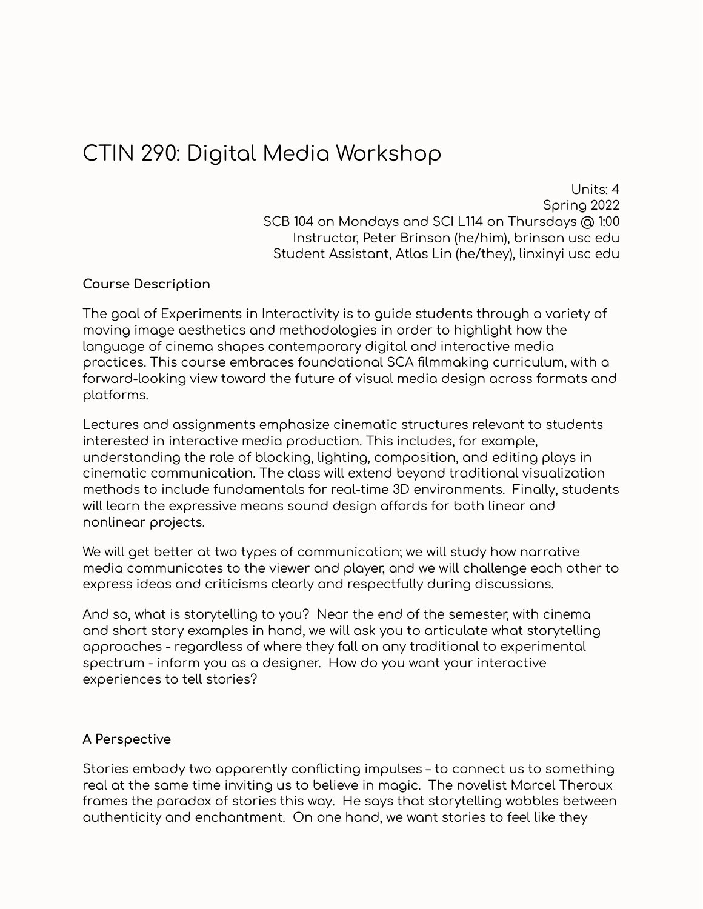# CTIN 290: Digital Media Workshop

Units: 4
Spring 2022
SCB 104 on Mondays and SCI L114 on Thursdays @ 1:00
Instructor, Peter Brinson (he/him), brinson usc edu
Student Assistant, Atlas Lin (he/they), linxinyi usc edu

**Course Description**

The goal of Experiments in Interactivity is to guide students through a variety of moving image aesthetics and methodologies in order to highlight how the language of cinema shapes contemporary digital and interactive media practices. This course embraces foundational SCA filmmaking curriculum, with a forward-looking view toward the future of visual media design across formats and platforms.

Lectures and assignments emphasize cinematic structures relevant to students interested in interactive media production. This includes, for example, understanding the role of blocking, lighting, composition, and editing plays in cinematic communication. The class will extend beyond traditional visualization methods to include fundamentals for real-time 3D environments. Finally, students will learn the expressive means sound design affords for both linear and nonlinear projects.

We will get better at two types of communication; we will study how narrative media communicates to the viewer and player, and we will challenge each other to express ideas and criticisms clearly and respectfully during discussions.

And so, what is storytelling to you? Near the end of the semester, with cinema and short story examples in hand, we will ask you to articulate what storytelling approaches - regardless of where they fall on any traditional to experimental spectrum - inform you as a designer. How do you want your interactive experiences to tell stories?

**A Perspective**

Stories embody two apparently conflicting impulses – to connect us to something real at the same time inviting us to believe in magic. The novelist Marcel Theroux frames the paradox of stories this way. He says that storytelling wobbles between authenticity and enchantment. On one hand, we want stories to feel like they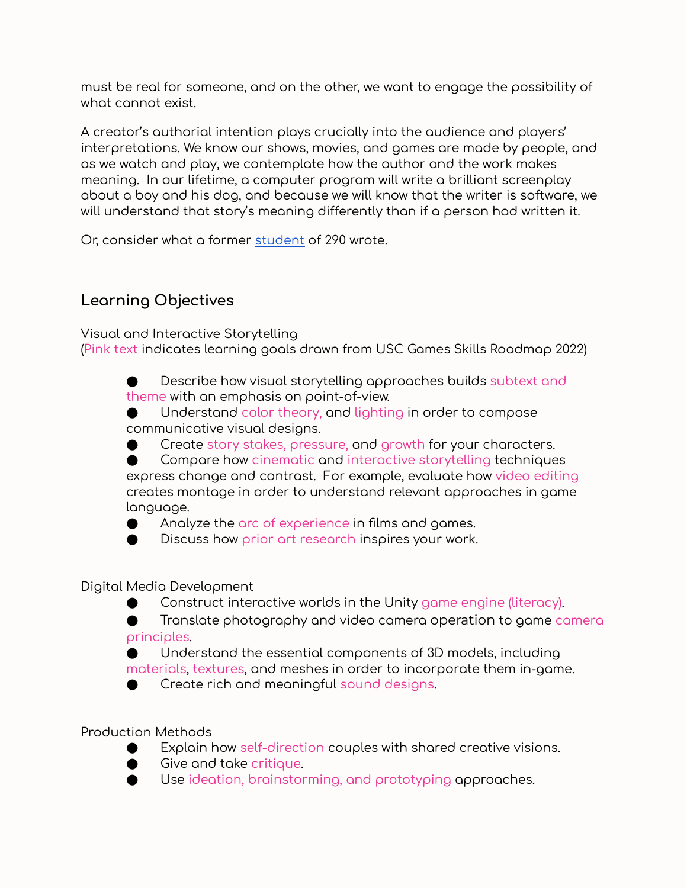must be real for someone, and on the other, we want to engage the possibility of what cannot exist.

A creator's authorial intention plays crucially into the audience and players' interpretations. We know our shows, movies, and games are made by people, and as we watch and play, we contemplate how the author and the work makes meaning. In our lifetime, a computer program will write a brilliant screenplay about a boy and his dog, and because we will know that the writer is software, we will understand that story's meaning differently than if a person had written it.

Or, consider what a former student of 290 wrote.

## Learning Objectives

Visual and Interactive Storytelling
(Pink text indicates learning goals drawn from USC Games Skills Roadmap 2022)

- Describe how visual storytelling approaches builds subtext and theme with an emphasis on point-of-view.
- Understand color theory, and lighting in order to compose communicative visual designs.
- Create story stakes, pressure, and growth for your characters.
- Compare how cinematic and interactive storytelling techniques express change and contrast. For example, evaluate how video editing creates montage in order to understand relevant approaches in game language.
- Analyze the arc of experience in films and games.
- Discuss how prior art research inspires your work.

Digital Media Development

- Construct interactive worlds in the Unity game engine (literacy).
- Translate photography and video camera operation to game camera principles.
- Understand the essential components of 3D models, including materials, textures, and meshes in order to incorporate them in-game.
- Create rich and meaningful sound designs.

Production Methods

- Explain how self-direction couples with shared creative visions.
- Give and take critique.
- Use ideation, brainstorming, and prototyping approaches.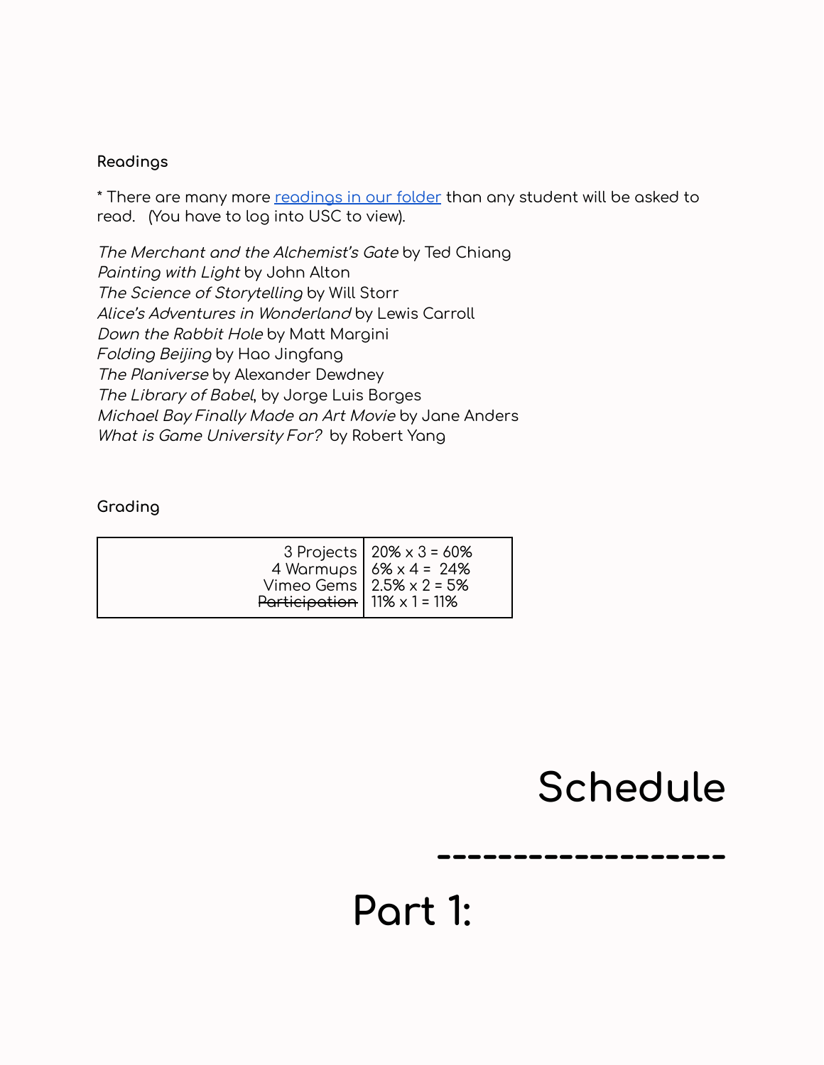**Readings**

* There are many more [readings in our folder](readings in our folder) than any student will be asked to read.   (You have to log into USC to view).

*The Merchant and the Alchemist's Gate* by Ted Chiang
*Painting with Light* by John Alton
*The Science of Storytelling* by Will Storr
*Alice's Adventures in Wonderland* by Lewis Carroll
*Down the Rabbit Hole* by Matt Margini
*Folding Beijing* by Hao Jingfang
*The Planiverse* by Alexander Dewdney
*The Library of Babel*, by Jorge Luis Borges
*Michael Bay Finally Made an Art Movie* by Jane Anders
*What is Game University For?* by Robert Yang

**Grading**

| | |
|---:|---|
| 3 Projects | 20% x 3 = 60% |
| 4 Warmups | 6% x 4 = 24% |
| Vimeo Gems | 2.5% x 2 = 5% |
| ~~Participation~~ | 11% x 1 = 11% |

# Schedule

-------------------

# Part 1: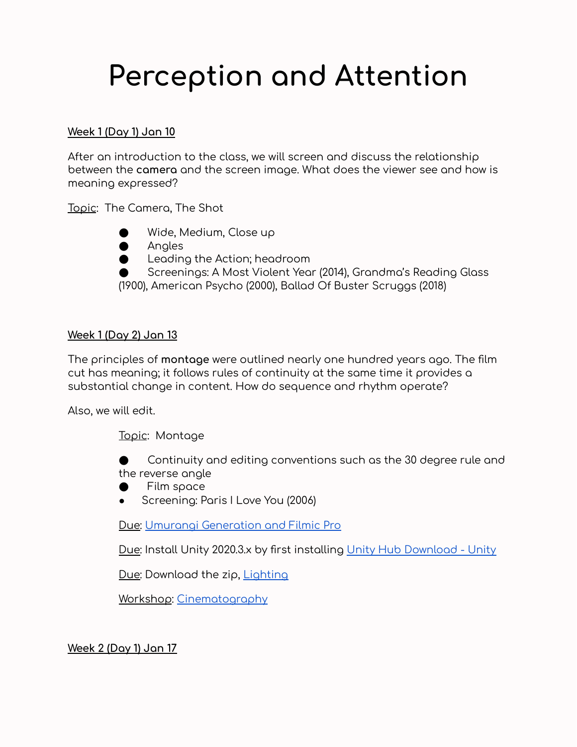# Perception and Attention

**Week 1 (Day 1) Jan 10**

After an introduction to the class, we will screen and discuss the relationship between the **camera** and the screen image. What does the viewer see and how is meaning expressed?

Topic: The Camera, The Shot

- Wide, Medium, Close up
- Angles
- Leading the Action; headroom
- Screenings: A Most Violent Year (2014), Grandma's Reading Glass (1900), American Psycho (2000), Ballad Of Buster Scruggs (2018)

**Week 1 (Day 2) Jan 13**

The principles of **montage** were outlined nearly one hundred years ago. The film cut has meaning; it follows rules of continuity at the same time it provides a substantial change in content. How do sequence and rhythm operate?

Also, we will edit.

Topic: Montage

- Continuity and editing conventions such as the 30 degree rule and the reverse angle
- Film space
- Screening: Paris I Love You (2006)

Due: Umurangi Generation and Filmic Pro

Due: Install Unity 2020.3.x by first installing Unity Hub Download - Unity

Due: Download the zip, Lighting

Workshop: Cinematography

**Week 2 (Day 1) Jan 17**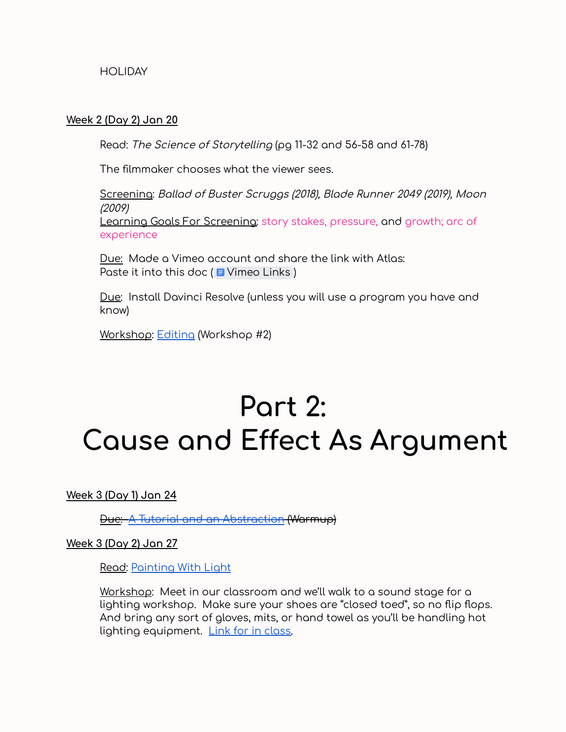HOLIDAY

**Week 2 (Day 2) Jan 20**

Read: *The Science of Storytelling* (pg 11-32 and 56-58 and 61-78)

The filmmaker chooses what the viewer sees.

Screening: *Ballad of Buster Scruggs (2018), Blade Runner 2049 (2019), Moon (2009)*
Learning Goals For Screening: story stakes, pressure, and growth; arc of experience

Due: Made a Vimeo account and share the link with Atlas:
Paste it into this doc ( Vimeo Links )

Due: Install Davinci Resolve (unless you will use a program you have and know)

Workshop: Editing (Workshop #2)

# Part 2:
# Cause and Effect As Argument

**Week 3 (Day 1) Jan 24**

~~Due: A Tutorial and an Abstraction (Warmup)~~

**Week 3 (Day 2) Jan 27**

Read: Painting With Light

Workshop: Meet in our classroom and we'll walk to a sound stage for a lighting workshop. Make sure your shoes are "closed toed", so no flip flops. And bring any sort of gloves, mits, or hand towel as you'll be handling hot lighting equipment. Link for in class.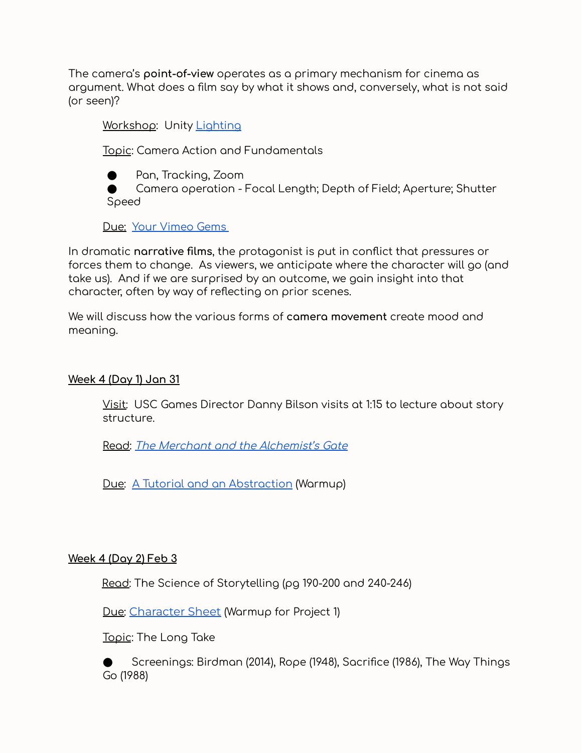The camera's **point-of-view** operates as a primary mechanism for cinema as argument. What does a film say by what it shows and, conversely, what is not said (or seen)?

Workshop: Unity Lighting

Topic: Camera Action and Fundamentals

- Pan, Tracking, Zoom
- Camera operation - Focal Length; Depth of Field; Aperture; Shutter Speed

Due: Your Vimeo Gems

In dramatic **narrative films**, the protagonist is put in conflict that pressures or forces them to change. As viewers, we anticipate where the character will go (and take us). And if we are surprised by an outcome, we gain insight into that character, often by way of reflecting on prior scenes.

We will discuss how the various forms of **camera movement** create mood and meaning.

**Week 4 (Day 1) Jan 31**

Visit: USC Games Director Danny Bilson visits at 1:15 to lecture about story structure.

Read: *The Merchant and the Alchemist's Gate*

Due: A Tutorial and an Abstraction (Warmup)

**Week 4 (Day 2) Feb 3**

Read: The Science of Storytelling (pg 190-200 and 240-246)

Due: Character Sheet (Warmup for Project 1)

Topic: The Long Take

- Screenings: Birdman (2014), Rope (1948), Sacrifice (1986), The Way Things Go (1988)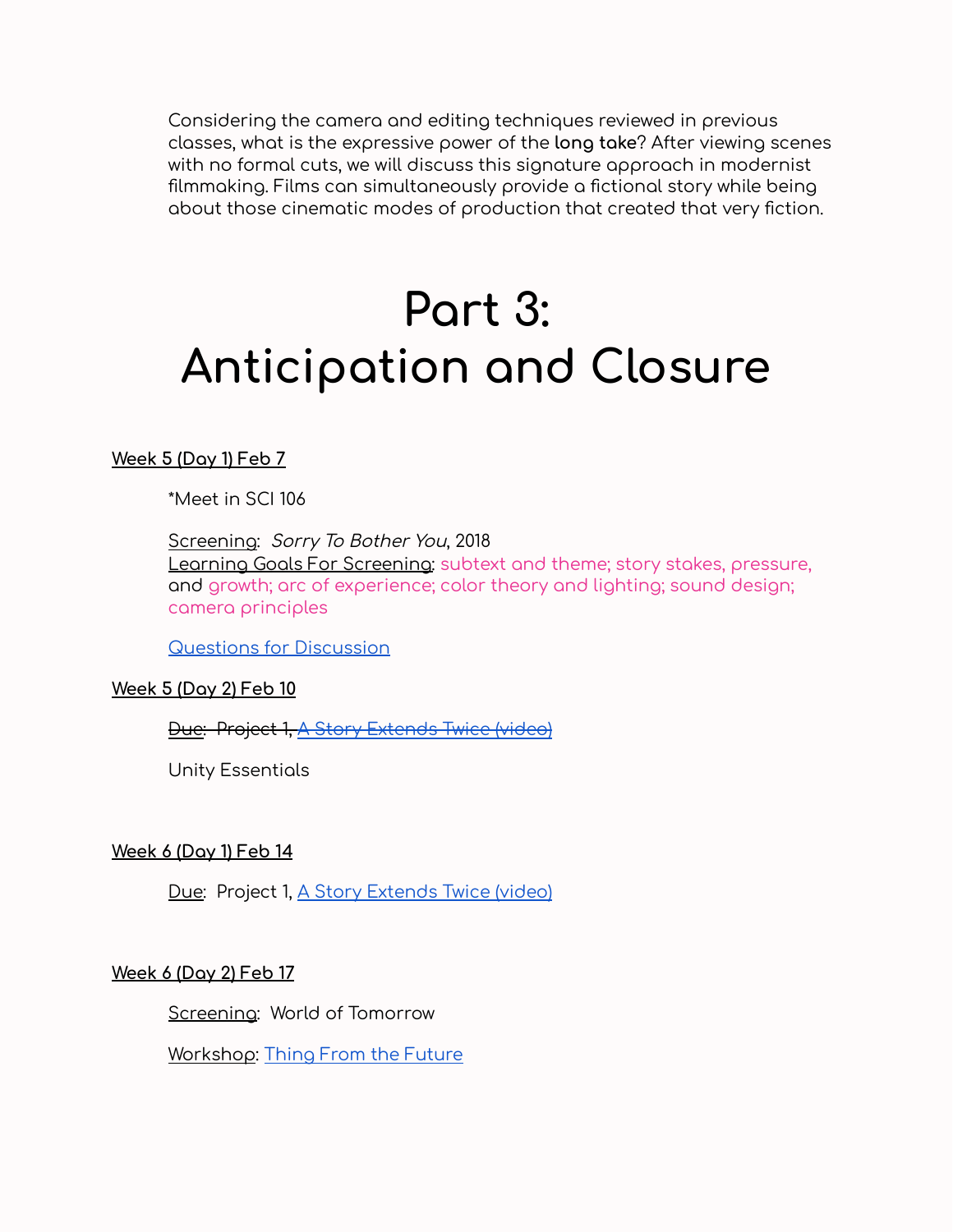Considering the camera and editing techniques reviewed in previous classes, what is the expressive power of the **long take**? After viewing scenes with no formal cuts, we will discuss this signature approach in modernist filmmaking. Films can simultaneously provide a fictional story while being about those cinematic modes of production that created that very fiction.

# Part 3: Anticipation and Closure

**Week 5 (Day 1) Feb 7**

*Meet in SCI 106

Screening: *Sorry To Bother You*, 2018
Learning Goals For Screening: subtext and theme; story stakes, pressure, and growth; arc of experience; color theory and lighting; sound design; camera principles

Questions for Discussion

**Week 5 (Day 2) Feb 10**

~~Due: Project 1, A Story Extends Twice (video)~~

Unity Essentials

**Week 6 (Day 1) Feb 14**

Due: Project 1, A Story Extends Twice (video)

**Week 6 (Day 2) Feb 17**

Screening: World of Tomorrow

Workshop: Thing From the Future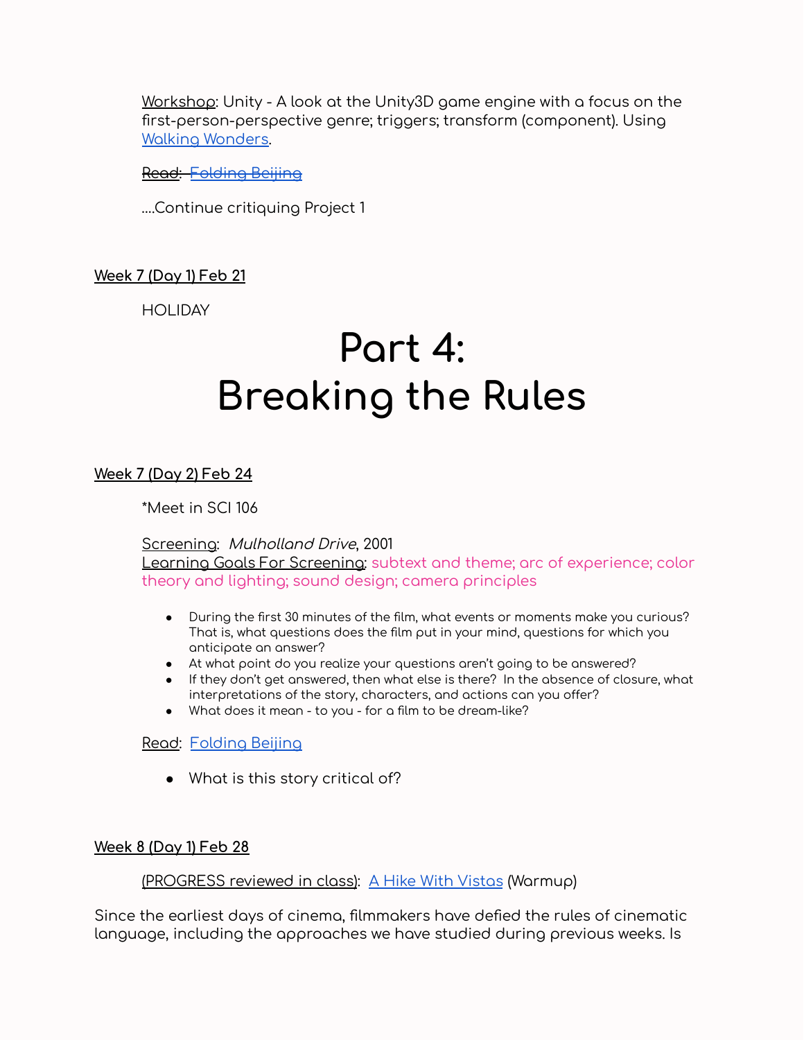Workshop: Unity - A look at the Unity3D game engine with a focus on the first-person-perspective genre; triggers; transform (component). Using Walking Wonders.

~~Read: Folding Beijing~~

....Continue critiquing Project 1

**Week 7 (Day 1) Feb 21**

HOLIDAY

# Part 4: Breaking the Rules

**Week 7 (Day 2) Feb 24**

*Meet in SCI 106

Screening: *Mulholland Drive*, 2001
Learning Goals For Screening: subtext and theme; arc of experience; color theory and lighting; sound design; camera principles

- During the first 30 minutes of the film, what events or moments make you curious? That is, what questions does the film put in your mind, questions for which you anticipate an answer?
- At what point do you realize your questions aren't going to be answered?
- If they don't get answered, then what else is there? In the absence of closure, what interpretations of the story, characters, and actions can you offer?
- What does it mean - to you - for a film to be dream-like?

Read: Folding Beijing

- What is this story critical of?

**Week 8 (Day 1) Feb 28**

(PROGRESS reviewed in class): A Hike With Vistas (Warmup)

Since the earliest days of cinema, filmmakers have defied the rules of cinematic language, including the approaches we have studied during previous weeks. Is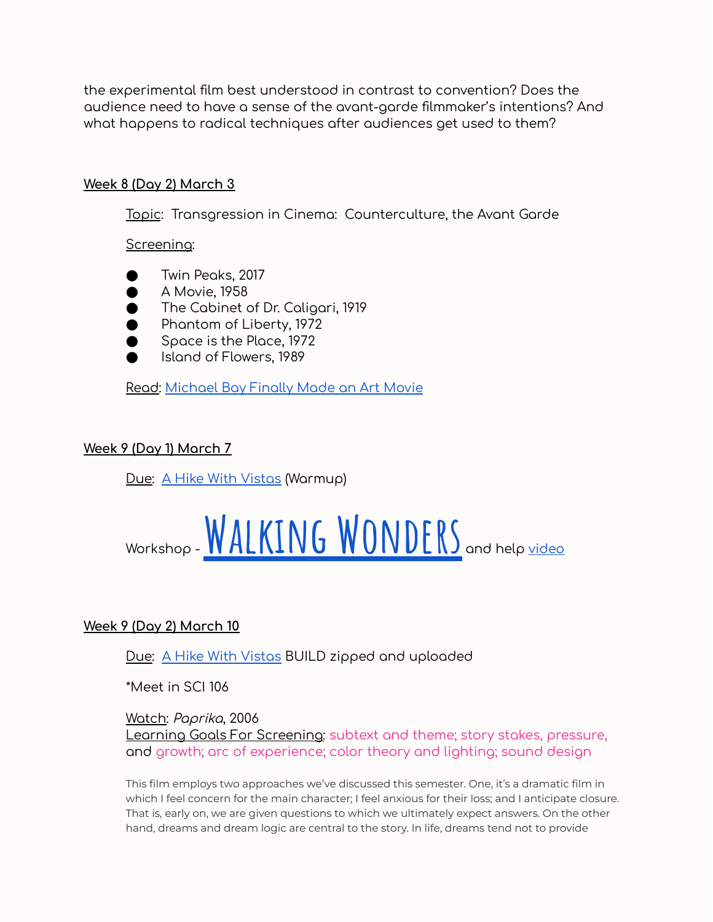the experimental film best understood in contrast to convention? Does the audience need to have a sense of the avant-garde filmmaker's intentions? And what happens to radical techniques after audiences get used to them?

**Week 8 (Day 2) March 3**

Topic: Transgression in Cinema: Counterculture, the Avant Garde

Screening:

- Twin Peaks, 2017
- A Movie, 1958
- The Cabinet of Dr. Caligari, 1919
- Phantom of Liberty, 1972
- Space is the Place, 1972
- Island of Flowers, 1989

Read: Michael Bay Finally Made an Art Movie

**Week 9 (Day 1) March 7**

Due: A Hike With Vistas (Warmup)

Workshop - **Walking Wonders** and help video

**Week 9 (Day 2) March 10**

Due: A Hike With Vistas BUILD zipped and uploaded

*Meet in SCI 106

Watch: *Paprika*, 2006
Learning Goals For Screening: subtext and theme; story stakes, pressure, and growth; arc of experience; color theory and lighting; sound design

This film employs two approaches we've discussed this semester. One, it's a dramatic film in which I feel concern for the main character; I feel anxious for their loss; and I anticipate closure. That is, early on, we are given questions to which we ultimately expect answers. On the other hand, dreams and dream logic are central to the story. In life, dreams tend not to provide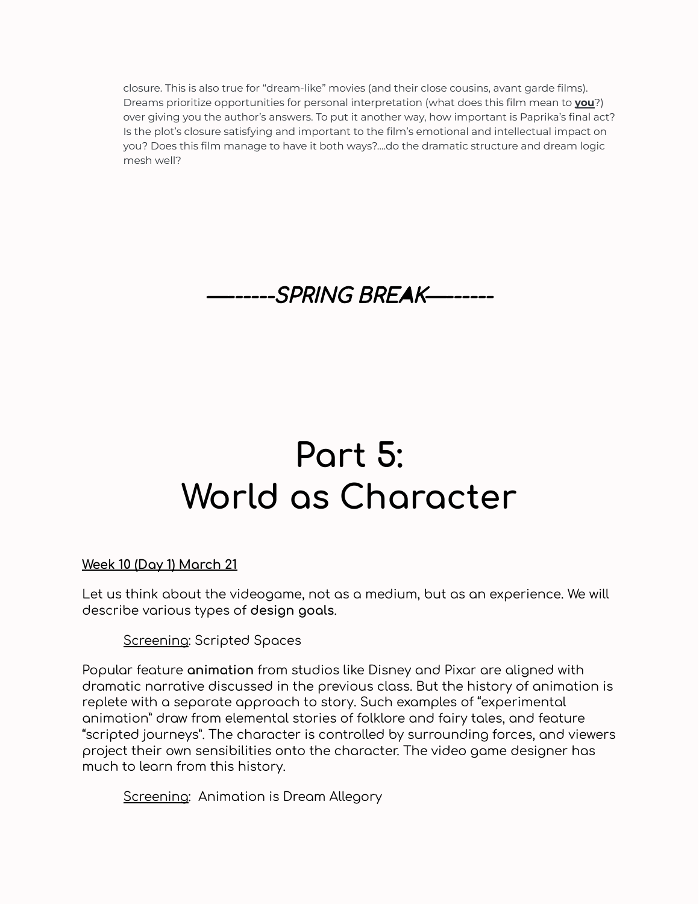closure. This is also true for “dream-like” movies (and their close cousins, avant garde films). Dreams prioritize opportunities for personal interpretation (what does this film mean to **you**?) over giving you the author’s answers. To put it another way, how important is Paprika’s final act? Is the plot’s closure satisfying and important to the film’s emotional and intellectual impact on you? Does this film manage to have it both ways?....do the dramatic structure and dream logic mesh well?

***—------SPRING BREAK—------***

# Part 5: World as Character

**Week 10 (Day 1) March 21**

Let us think about the videogame, not as a medium, but as an experience. We will describe various types of **design goals**.

Screening: Scripted Spaces

Popular feature **animation** from studios like Disney and Pixar are aligned with dramatic narrative discussed in the previous class. But the history of animation is replete with a separate approach to story. Such examples of “experimental animation” draw from elemental stories of folklore and fairy tales, and feature “scripted journeys”. The character is controlled by surrounding forces, and viewers project their own sensibilities onto the character. The video game designer has much to learn from this history.

Screening: Animation is Dream Allegory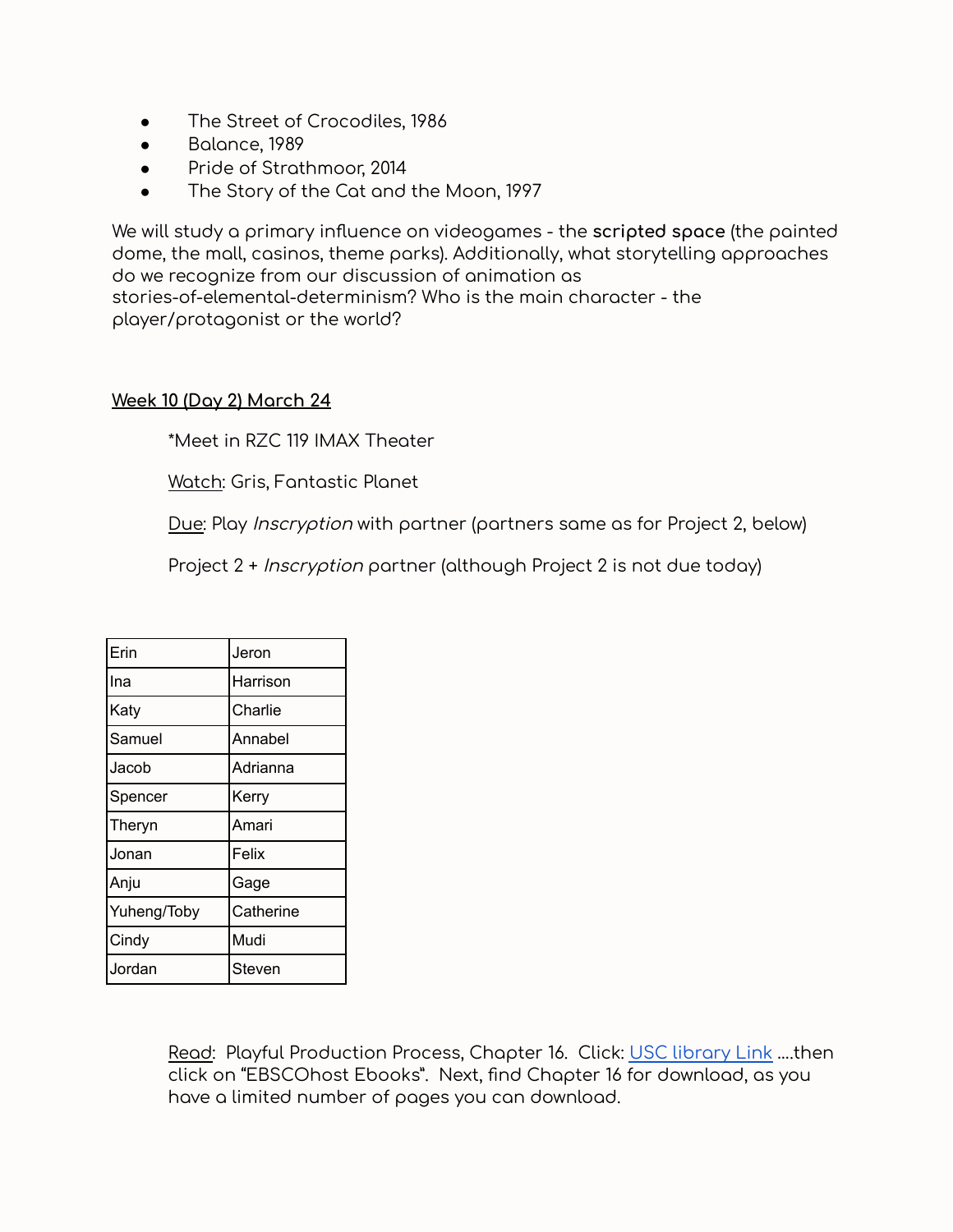- The Street of Crocodiles, 1986
- Balance, 1989
- Pride of Strathmoor, 2014
- The Story of the Cat and the Moon, 1997

We will study a primary influence on videogames - the **scripted space** (the painted dome, the mall, casinos, theme parks). Additionally, what storytelling approaches do we recognize from our discussion of animation as stories-of-elemental-determinism? Who is the main character - the player/protagonist or the world?

## Week 10 (Day 2) March 24

*Meet in RZC 119 IMAX Theater

Watch: Gris, Fantastic Planet

Due: Play *Inscryption* with partner (partners same as for Project 2, below)

Project 2 + *Inscryption* partner (although Project 2 is not due today)

| | |
|---|---|
| Erin | Jeron |
| Ina | Harrison |
| Katy | Charlie |
| Samuel | Annabel |
| Jacob | Adrianna |
| Spencer | Kerry |
| Theryn | Amari |
| Jonan | Felix |
| Anju | Gage |
| Yuheng/Toby | Catherine |
| Cindy | Mudi |
| Jordan | Steven |

Read: Playful Production Process, Chapter 16. Click: USC library Link ....then click on "EBSCOhost Ebooks". Next, find Chapter 16 for download, as you have a limited number of pages you can download.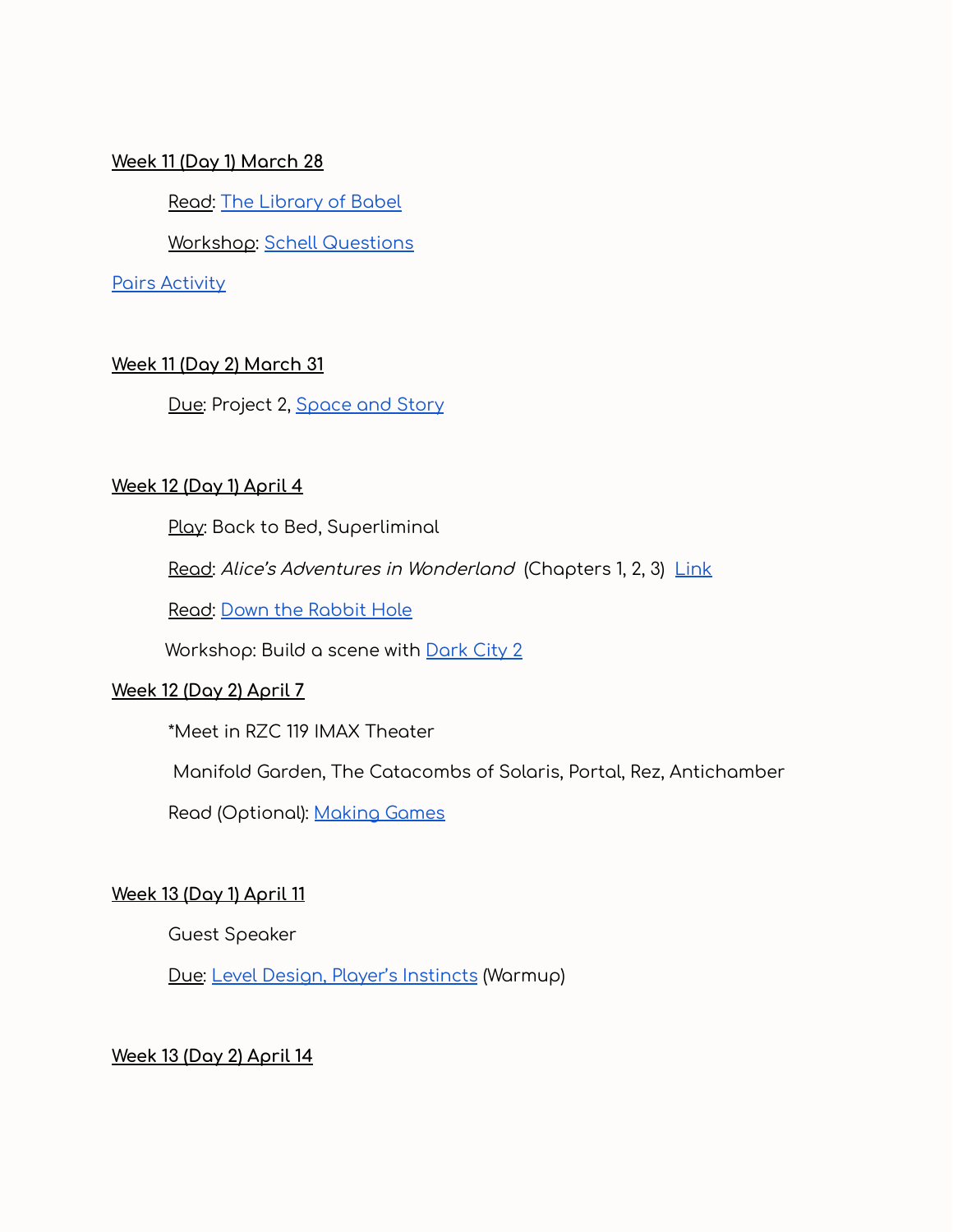**Week 11 (Day 1) March 28**

Read: The Library of Babel

Workshop: Schell Questions

Pairs Activity

**Week 11 (Day 2) March 31**

Due: Project 2, Space and Story

**Week 12 (Day 1) April 4**

Play: Back to Bed, Superliminal

Read: *Alice's Adventures in Wonderland* (Chapters 1, 2, 3) Link

Read: Down the Rabbit Hole

Workshop: Build a scene with Dark City 2

**Week 12 (Day 2) April 7**

*Meet in RZC 119 IMAX Theater

Manifold Garden, The Catacombs of Solaris, Portal, Rez, Antichamber

Read (Optional): Making Games

**Week 13 (Day 1) April 11**

Guest Speaker

Due: Level Design, Player's Instincts (Warmup)

**Week 13 (Day 2) April 14**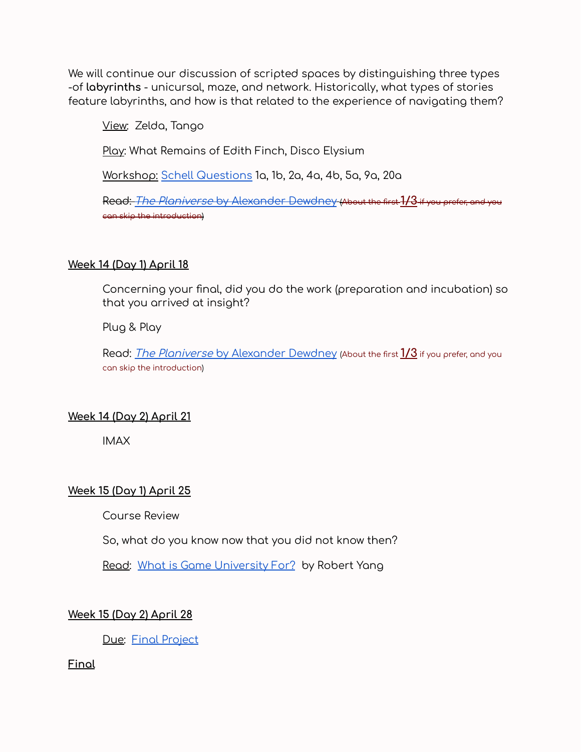We will continue our discussion of scripted spaces by distinguishing three types -of **labyrinths** - unicursal, maze, and network. Historically, what types of stories feature labyrinths, and how is that related to the experience of navigating them?

> View: Zelda, Tango
>
> Play: What Remains of Edith Finch, Disco Elysium
>
> Workshop: Schell Questions 1a, 1b, 2a, 4a, 4b, 5a, 9a, 20a
>
> ~~Read: *The Planiverse* by Alexander Dewdney (About the first 1/3 if you prefer, and you can skip the introduction)~~

**Week 14 (Day 1) April 18**

> Concerning your final, did you do the work (preparation and incubation) so that you arrived at insight?
>
> Plug & Play
>
> Read: *The Planiverse* by Alexander Dewdney (About the first **1/3** if you prefer, and you can skip the introduction)

**Week 14 (Day 2) April 21**

> IMAX

**Week 15 (Day 1) April 25**

> Course Review
>
> So, what do you know now that you did not know then?
>
> Read: What is Game University For? by Robert Yang

**Week 15 (Day 2) April 28**

> Due: Final Project

**Final**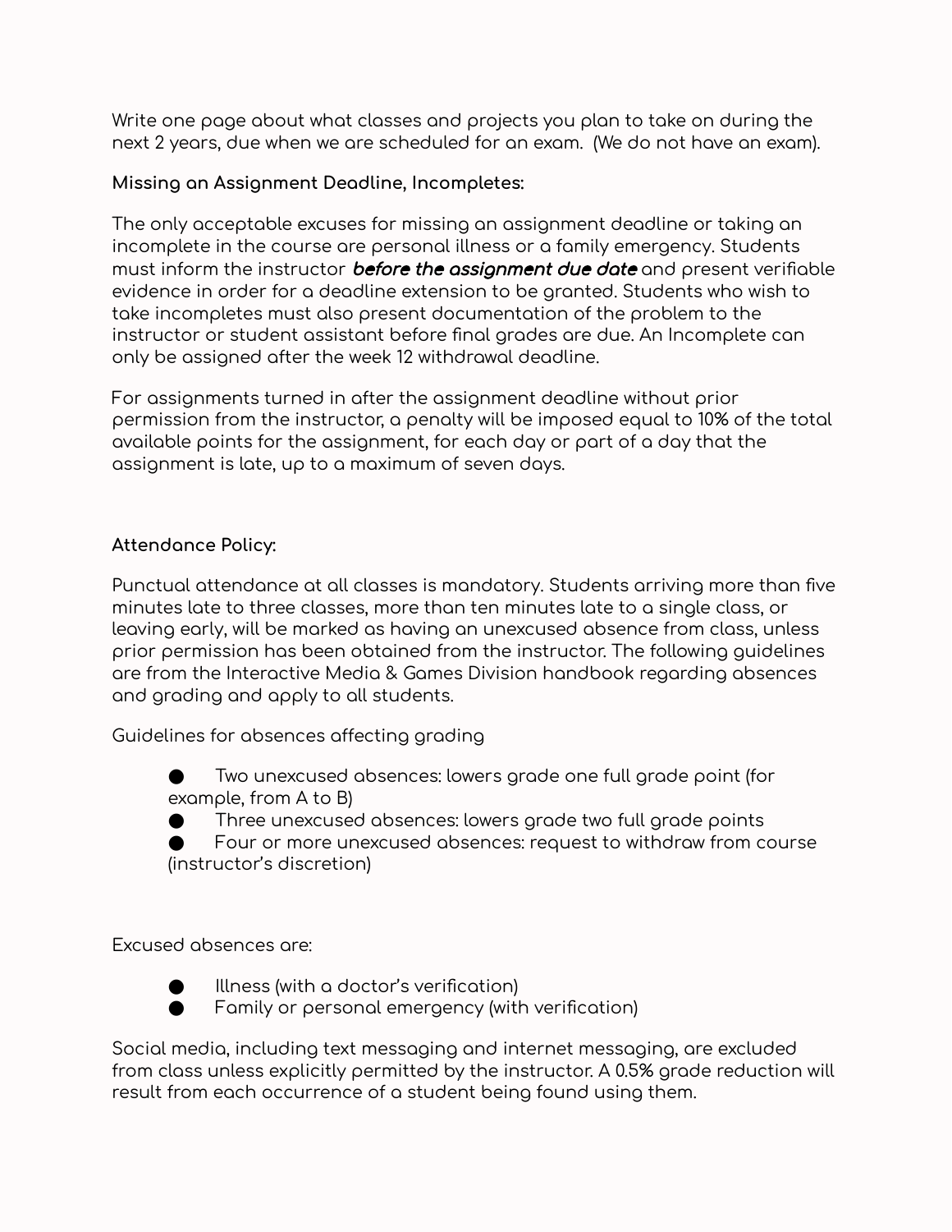Write one page about what classes and projects you plan to take on during the next 2 years, due when we are scheduled for an exam. (We do not have an exam).

**Missing an Assignment Deadline, Incompletes:**

The only acceptable excuses for missing an assignment deadline or taking an incomplete in the course are personal illness or a family emergency. Students must inform the instructor ***before the assignment due date*** and present verifiable evidence in order for a deadline extension to be granted. Students who wish to take incompletes must also present documentation of the problem to the instructor or student assistant before final grades are due. An Incomplete can only be assigned after the week 12 withdrawal deadline.

For assignments turned in after the assignment deadline without prior permission from the instructor, a penalty will be imposed equal to 10% of the total available points for the assignment, for each day or part of a day that the assignment is late, up to a maximum of seven days.

**Attendance Policy:**

Punctual attendance at all classes is mandatory. Students arriving more than five minutes late to three classes, more than ten minutes late to a single class, or leaving early, will be marked as having an unexcused absence from class, unless prior permission has been obtained from the instructor. The following guidelines are from the Interactive Media & Games Division handbook regarding absences and grading and apply to all students.

Guidelines for absences affecting grading

- Two unexcused absences: lowers grade one full grade point (for example, from A to B)
- Three unexcused absences: lowers grade two full grade points
- Four or more unexcused absences: request to withdraw from course (instructor's discretion)

Excused absences are:

- Illness (with a doctor's verification)
- Family or personal emergency (with verification)

Social media, including text messaging and internet messaging, are excluded from class unless explicitly permitted by the instructor. A 0.5% grade reduction will result from each occurrence of a student being found using them.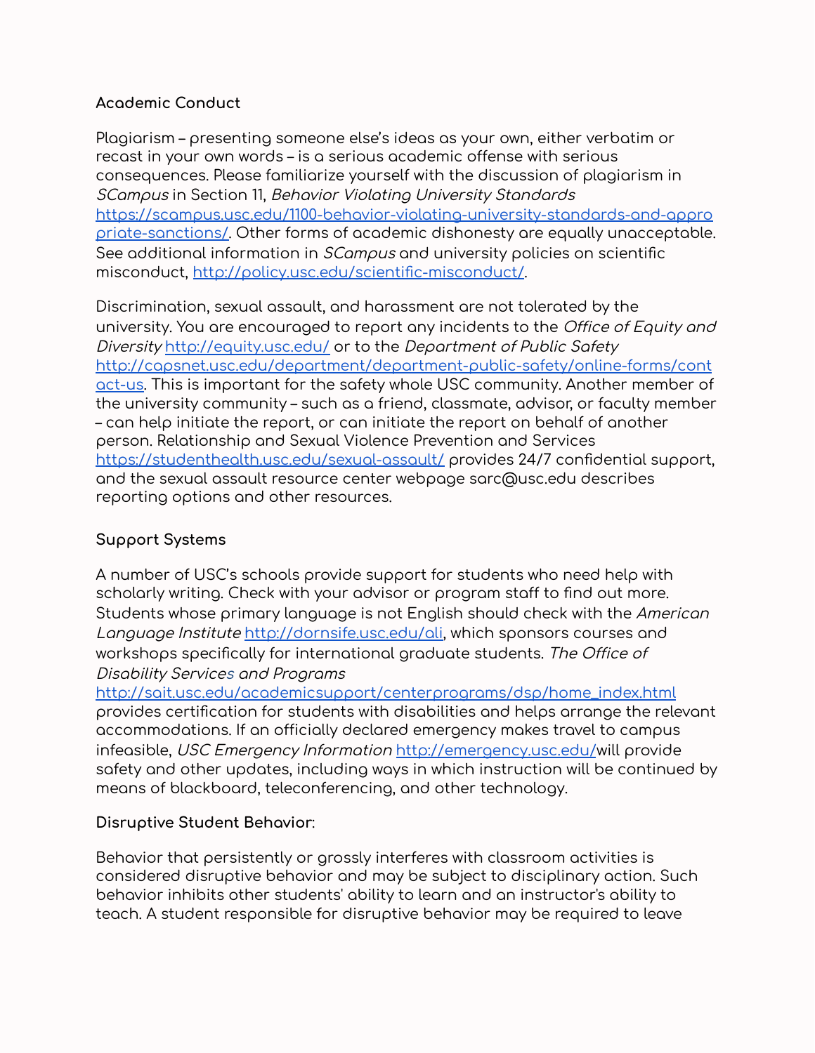**Academic Conduct**

Plagiarism – presenting someone else's ideas as your own, either verbatim or recast in your own words – is a serious academic offense with serious consequences. Please familiarize yourself with the discussion of plagiarism in *SCampus* in Section 11, *Behavior Violating University Standards* https://scampus.usc.edu/1100-behavior-violating-university-standards-and-appropriate-sanctions/. Other forms of academic dishonesty are equally unacceptable. See additional information in *SCampus* and university policies on scientific misconduct, http://policy.usc.edu/scientific-misconduct/.

Discrimination, sexual assault, and harassment are not tolerated by the university. You are encouraged to report any incidents to the *Office of Equity and Diversity* http://equity.usc.edu/ or to the *Department of Public Safety* http://capsnet.usc.edu/department/department-public-safety/online-forms/contact-us. This is important for the safety whole USC community. Another member of the university community – such as a friend, classmate, advisor, or faculty member – can help initiate the report, or can initiate the report on behalf of another person. Relationship and Sexual Violence Prevention and Services https://studenthealth.usc.edu/sexual-assault/ provides 24/7 confidential support, and the sexual assault resource center webpage sarc@usc.edu describes reporting options and other resources.

**Support Systems**

A number of USC's schools provide support for students who need help with scholarly writing. Check with your advisor or program staff to find out more. Students whose primary language is not English should check with the *American Language Institute* http://dornsife.usc.edu/ali, which sponsors courses and workshops specifically for international graduate students. *The Office of Disability Services and Programs* http://sait.usc.edu/academicsupport/centerprograms/dsp/home_index.html provides certification for students with disabilities and helps arrange the relevant accommodations. If an officially declared emergency makes travel to campus infeasible, *USC Emergency Information* http://emergency.usc.edu/will provide safety and other updates, including ways in which instruction will be continued by means of blackboard, teleconferencing, and other technology.

**Disruptive Student Behavior**:

Behavior that persistently or grossly interferes with classroom activities is considered disruptive behavior and may be subject to disciplinary action. Such behavior inhibits other students' ability to learn and an instructor's ability to teach. A student responsible for disruptive behavior may be required to leave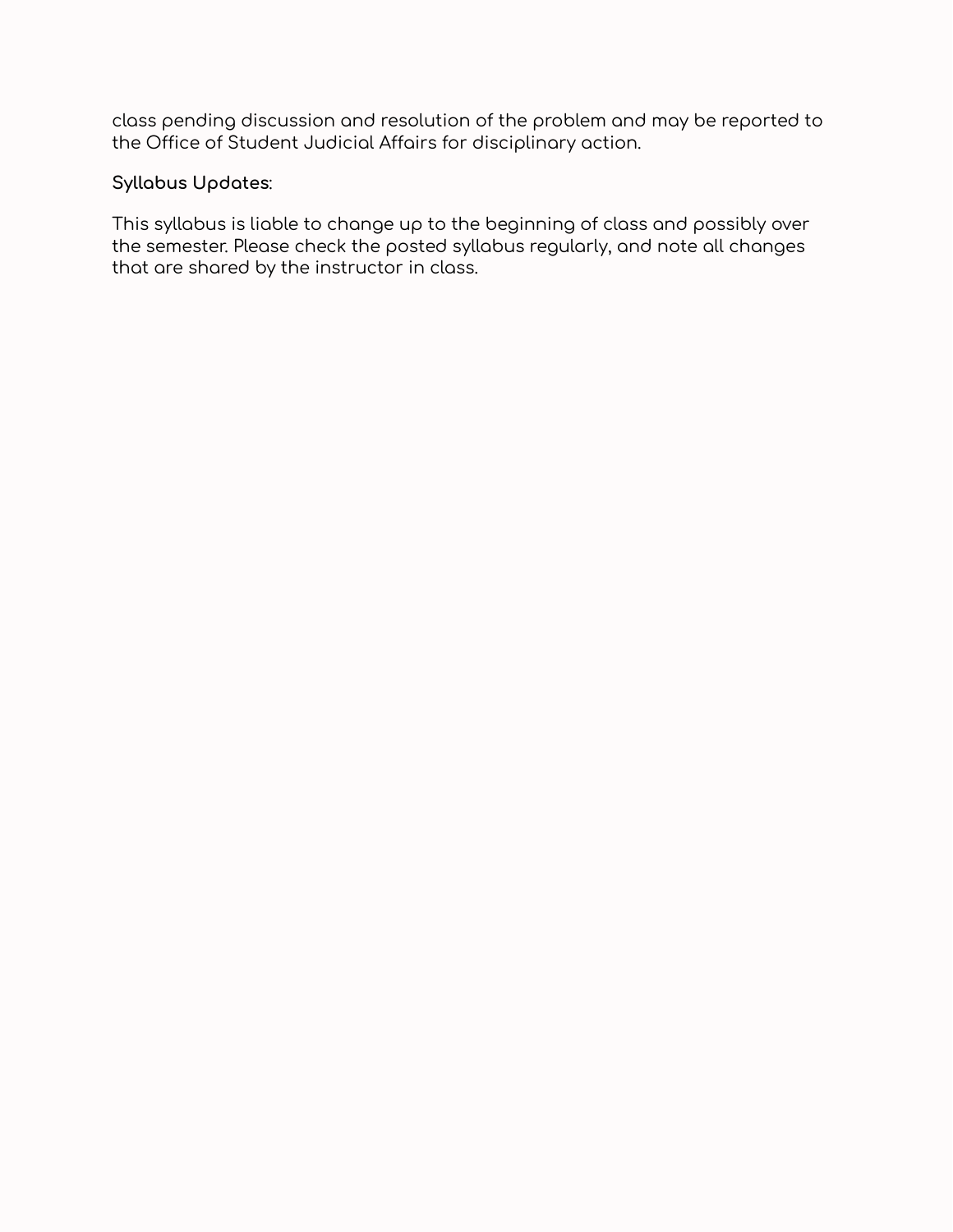class pending discussion and resolution of the problem and may be reported to the Office of Student Judicial Affairs for disciplinary action.

**Syllabus Updates**:

This syllabus is liable to change up to the beginning of class and possibly over the semester. Please check the posted syllabus regularly, and note all changes that are shared by the instructor in class.